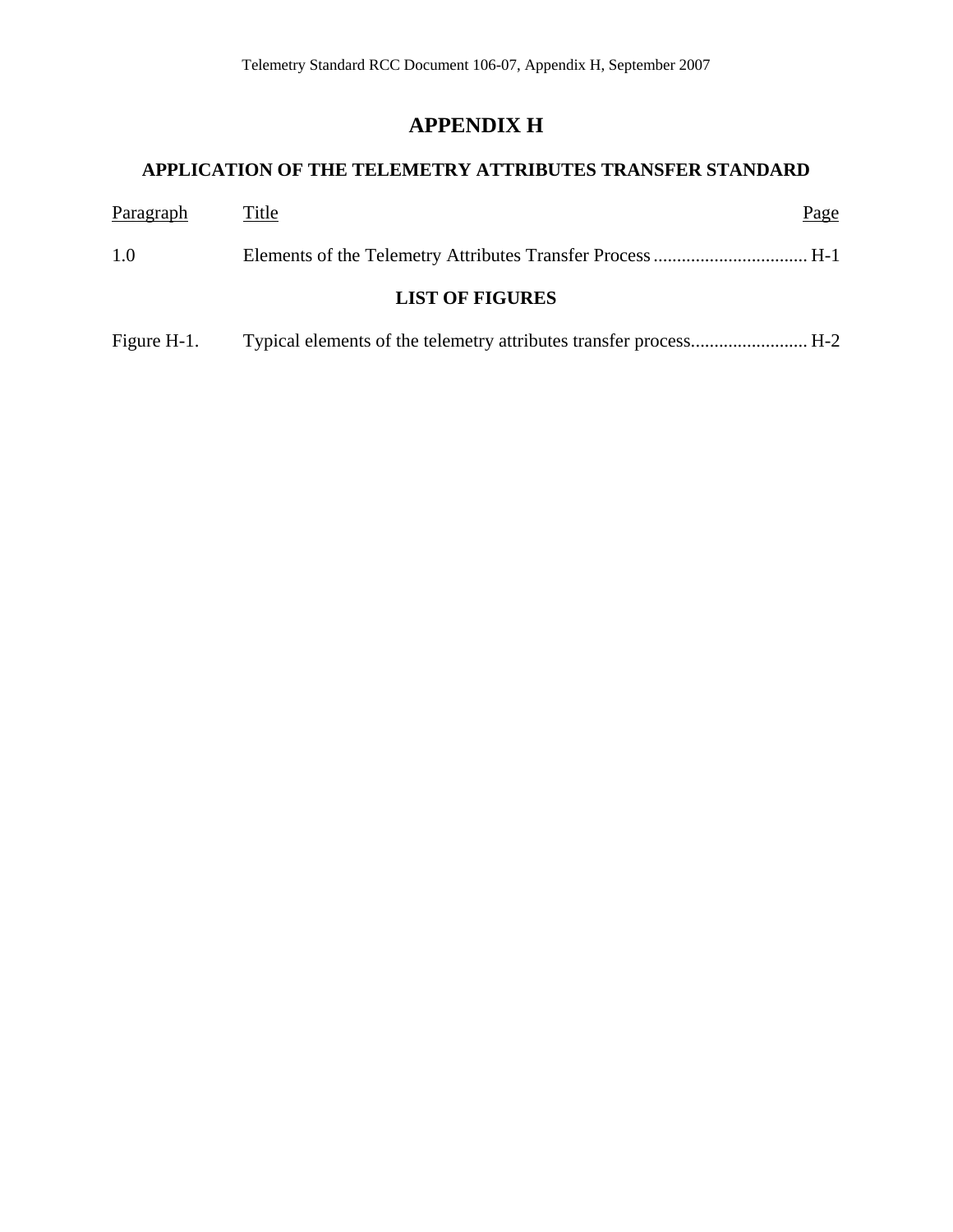# APPENDIX H

## APPLICATION OF THE TELEMETRY ATTRIBUTES TRANSFER STANDARD

| Paragraph | Title | Page |
|---|---|---|
| 1.0 | Elements of the Telemetry Attributes Transfer Process | H-1 |

### LIST OF FIGURES

| | | |
|---|---|---|
| Figure H-1. | Typical elements of the telemetry attributes transfer process | H-2 |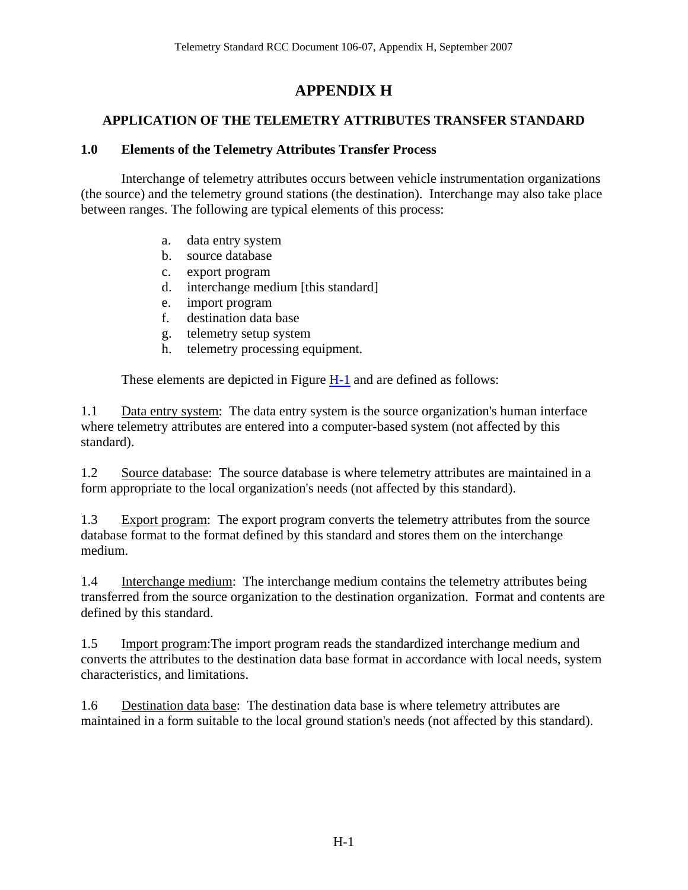# APPENDIX H

## APPLICATION OF THE TELEMETRY ATTRIBUTES TRANSFER STANDARD

### 1.0 Elements of the Telemetry Attributes Transfer Process

Interchange of telemetry attributes occurs between vehicle instrumentation organizations (the source) and the telemetry ground stations (the destination). Interchange may also take place between ranges. The following are typical elements of this process:

a. data entry system
b. source database
c. export program
d. interchange medium [this standard]
e. import program
f. destination data base
g. telemetry setup system
h. telemetry processing equipment.

These elements are depicted in Figure H-1 and are defined as follows:

1.1 Data entry system: The data entry system is the source organization's human interface where telemetry attributes are entered into a computer-based system (not affected by this standard).

1.2 Source database: The source database is where telemetry attributes are maintained in a form appropriate to the local organization's needs (not affected by this standard).

1.3 Export program: The export program converts the telemetry attributes from the source database format to the format defined by this standard and stores them on the interchange medium.

1.4 Interchange medium: The interchange medium contains the telemetry attributes being transferred from the source organization to the destination organization. Format and contents are defined by this standard.

1.5 Import program:The import program reads the standardized interchange medium and converts the attributes to the destination data base format in accordance with local needs, system characteristics, and limitations.

1.6 Destination data base: The destination data base is where telemetry attributes are maintained in a form suitable to the local ground station's needs (not affected by this standard).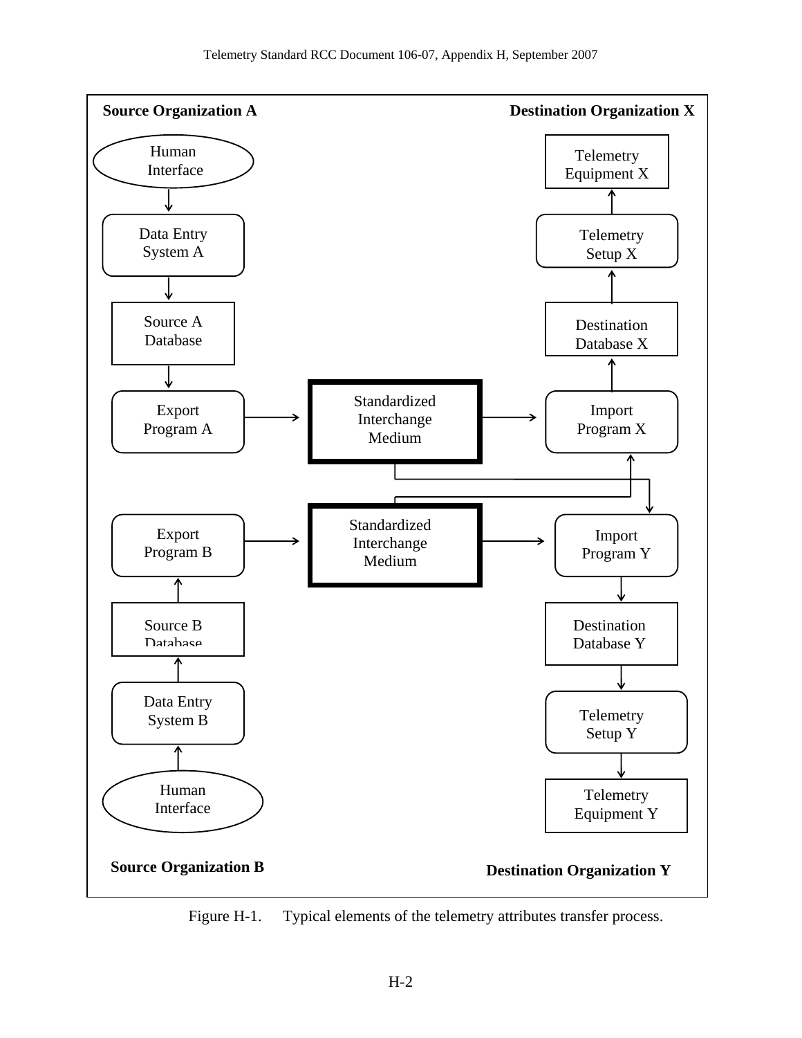**Source Organization A**

**Destination Organization X**

Human Interface

Data Entry System A

Source A Database

Export Program A

Standardized Interchange Medium

Import Program X

Destination Database X

Telemetry Setup X

Telemetry Equipment X

Export Program B

Standardized Interchange Medium

Import Program Y

Source B Database

Data Entry System B

Human Interface

Destination Database Y

Telemetry Setup Y

Telemetry Equipment Y

**Source Organization B**

**Destination Organization Y**

Figure H-1. Typical elements of the telemetry attributes transfer process.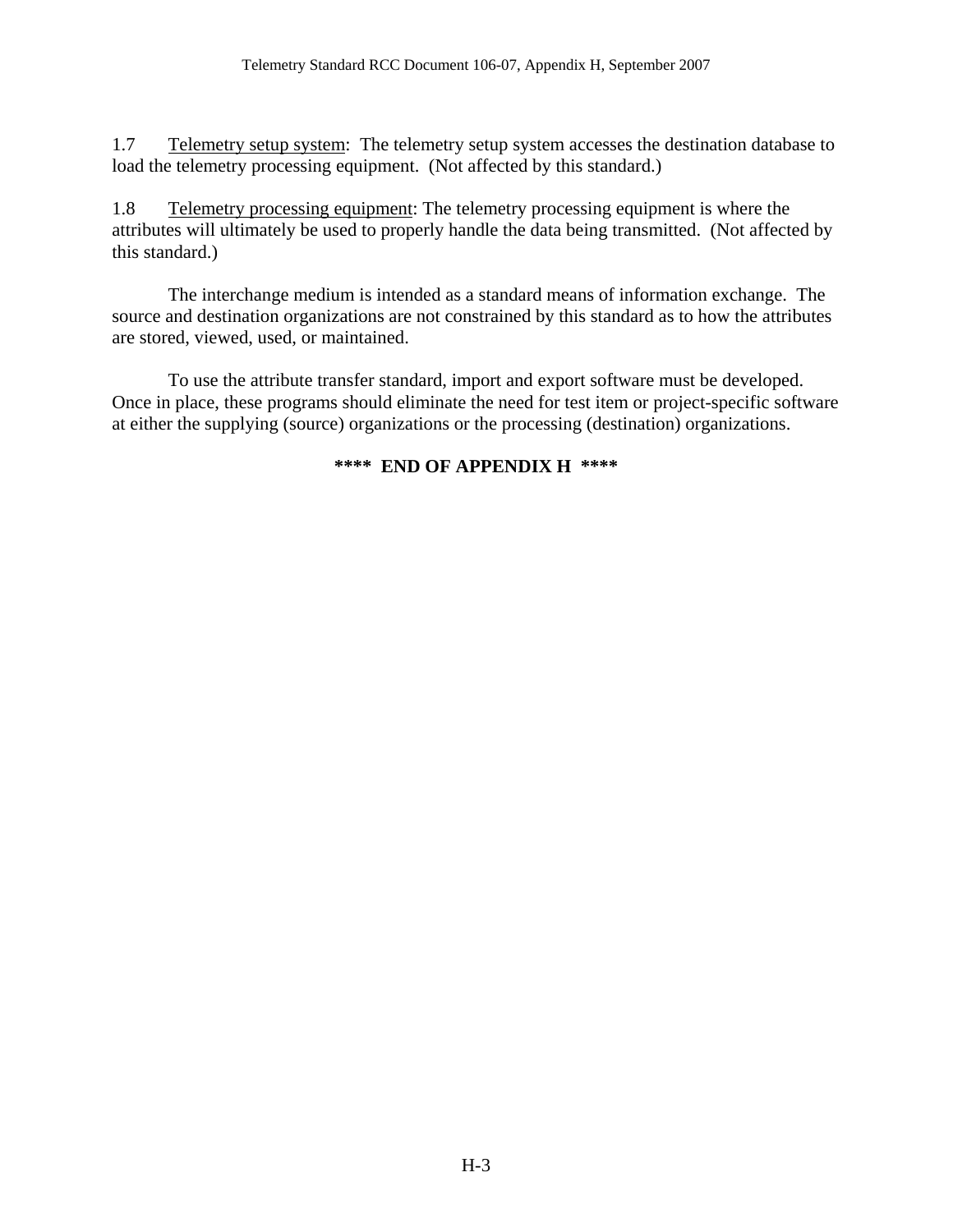1.7 Telemetry setup system: The telemetry setup system accesses the destination database to load the telemetry processing equipment. (Not affected by this standard.)

1.8 Telemetry processing equipment: The telemetry processing equipment is where the attributes will ultimately be used to properly handle the data being transmitted. (Not affected by this standard.)

The interchange medium is intended as a standard means of information exchange. The source and destination organizations are not constrained by this standard as to how the attributes are stored, viewed, used, or maintained.

To use the attribute transfer standard, import and export software must be developed. Once in place, these programs should eliminate the need for test item or project-specific software at either the supplying (source) organizations or the processing (destination) organizations.

**\*\*\*\* END OF APPENDIX H \*\*\*\***